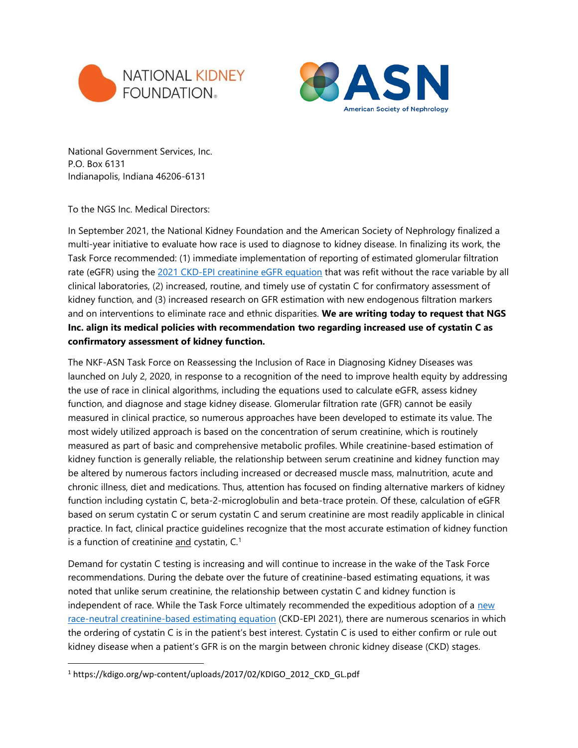NATIONAL KIDNEY FOUNDATION

ASN American Society of Nephrology

National Government Services, Inc.
P.O. Box 6131
Indianapolis, Indiana 46206-6131

To the NGS Inc. Medical Directors:

In September 2021, the National Kidney Foundation and the American Society of Nephrology finalized a multi-year initiative to evaluate how race is used to diagnose to kidney disease. In finalizing its work, the Task Force recommended: (1) immediate implementation of reporting of estimated glomerular filtration rate (eGFR) using the 2021 CKD-EPI creatinine eGFR equation that was refit without the race variable by all clinical laboratories, (2) increased, routine, and timely use of cystatin C for confirmatory assessment of kidney function, and (3) increased research on GFR estimation with new endogenous filtration markers and on interventions to eliminate race and ethnic disparities. **We are writing today to request that NGS Inc. align its medical policies with recommendation two regarding increased use of cystatin C as confirmatory assessment of kidney function.**

The NKF-ASN Task Force on Reassessing the Inclusion of Race in Diagnosing Kidney Diseases was launched on July 2, 2020, in response to a recognition of the need to improve health equity by addressing the use of race in clinical algorithms, including the equations used to calculate eGFR, assess kidney function, and diagnose and stage kidney disease. Glomerular filtration rate (GFR) cannot be easily measured in clinical practice, so numerous approaches have been developed to estimate its value. The most widely utilized approach is based on the concentration of serum creatinine, which is routinely measured as part of basic and comprehensive metabolic profiles. While creatinine-based estimation of kidney function is generally reliable, the relationship between serum creatinine and kidney function may be altered by numerous factors including increased or decreased muscle mass, malnutrition, acute and chronic illness, diet and medications. Thus, attention has focused on finding alternative markers of kidney function including cystatin C, beta-2-microglobulin and beta-trace protein. Of these, calculation of eGFR based on serum cystatin C or serum cystatin C and serum creatinine are most readily applicable in clinical practice. In fact, clinical practice guidelines recognize that the most accurate estimation of kidney function is a function of creatinine and cystatin, C.[1]

Demand for cystatin C testing is increasing and will continue to increase in the wake of the Task Force recommendations. During the debate over the future of creatinine-based estimating equations, it was noted that unlike serum creatinine, the relationship between cystatin C and kidney function is independent of race. While the Task Force ultimately recommended the expeditious adoption of a new race-neutral creatinine-based estimating equation (CKD-EPI 2021), there are numerous scenarios in which the ordering of cystatin C is in the patient's best interest. Cystatin C is used to either confirm or rule out kidney disease when a patient's GFR is on the margin between chronic kidney disease (CKD) stages.

[1] https://kdigo.org/wp-content/uploads/2017/02/KDIGO_2012_CKD_GL.pdf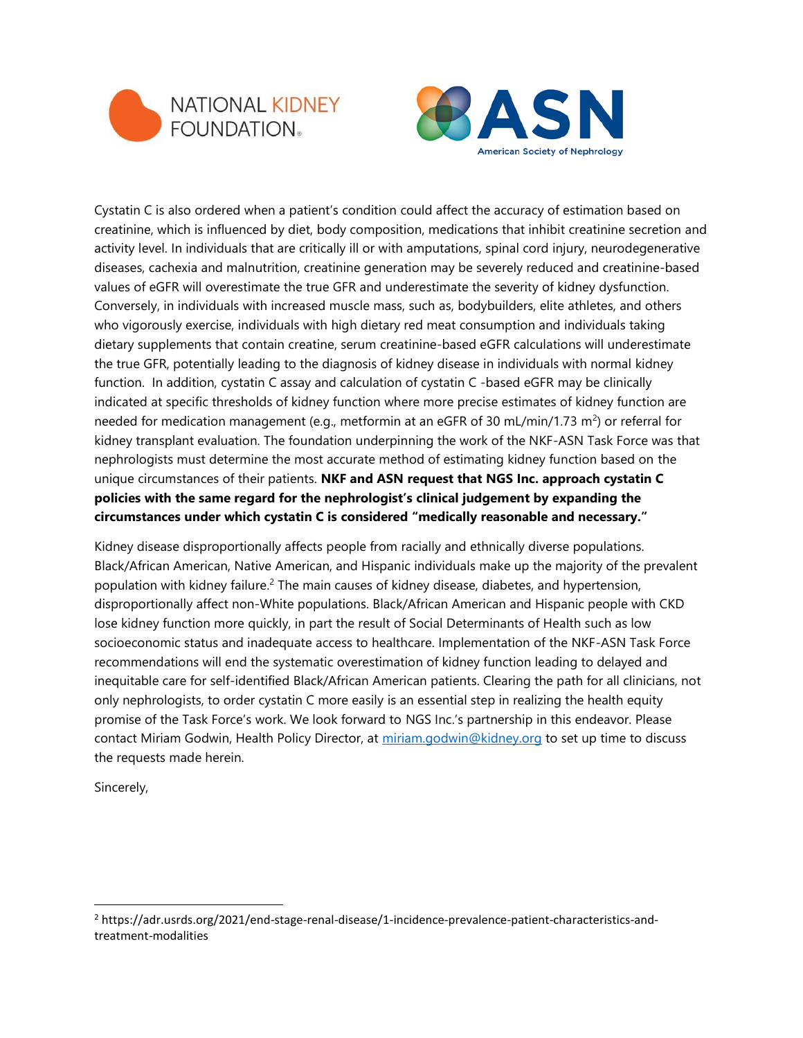Cystatin C is also ordered when a patient's condition could affect the accuracy of estimation based on creatinine, which is influenced by diet, body composition, medications that inhibit creatinine secretion and activity level. In individuals that are critically ill or with amputations, spinal cord injury, neurodegenerative diseases, cachexia and malnutrition, creatinine generation may be severely reduced and creatinine-based values of eGFR will overestimate the true GFR and underestimate the severity of kidney dysfunction. Conversely, in individuals with increased muscle mass, such as, bodybuilders, elite athletes, and others who vigorously exercise, individuals with high dietary red meat consumption and individuals taking dietary supplements that contain creatine, serum creatinine-based eGFR calculations will underestimate the true GFR, potentially leading to the diagnosis of kidney disease in individuals with normal kidney function. In addition, cystatin C assay and calculation of cystatin C -based eGFR may be clinically indicated at specific thresholds of kidney function where more precise estimates of kidney function are needed for medication management (e.g., metformin at an eGFR of 30 mL/min/1.73 $m^2$) or referral for kidney transplant evaluation. The foundation underpinning the work of the NKF-ASN Task Force was that nephrologists must determine the most accurate method of estimating kidney function based on the unique circumstances of their patients. **NKF and ASN request that NGS Inc. approach cystatin C policies with the same regard for the nephrologist's clinical judgement by expanding the circumstances under which cystatin C is considered "medically reasonable and necessary."**

Kidney disease disproportionally affects people from racially and ethnically diverse populations. Black/African American, Native American, and Hispanic individuals make up the majority of the prevalent population with kidney failure.[2] The main causes of kidney disease, diabetes, and hypertension, disproportionally affect non-White populations. Black/African American and Hispanic people with CKD lose kidney function more quickly, in part the result of Social Determinants of Health such as low socioeconomic status and inadequate access to healthcare. Implementation of the NKF-ASN Task Force recommendations will end the systematic overestimation of kidney function leading to delayed and inequitable care for self-identified Black/African American patients. Clearing the path for all clinicians, not only nephrologists, to order cystatin C more easily is an essential step in realizing the health equity promise of the Task Force's work. We look forward to NGS Inc.'s partnership in this endeavor. Please contact Miriam Godwin, Health Policy Director, at miriam.godwin@kidney.org to set up time to discuss the requests made herein.

Sincerely,

[2] https://adr.usrds.org/2021/end-stage-renal-disease/1-incidence-prevalence-patient-characteristics-and-treatment-modalities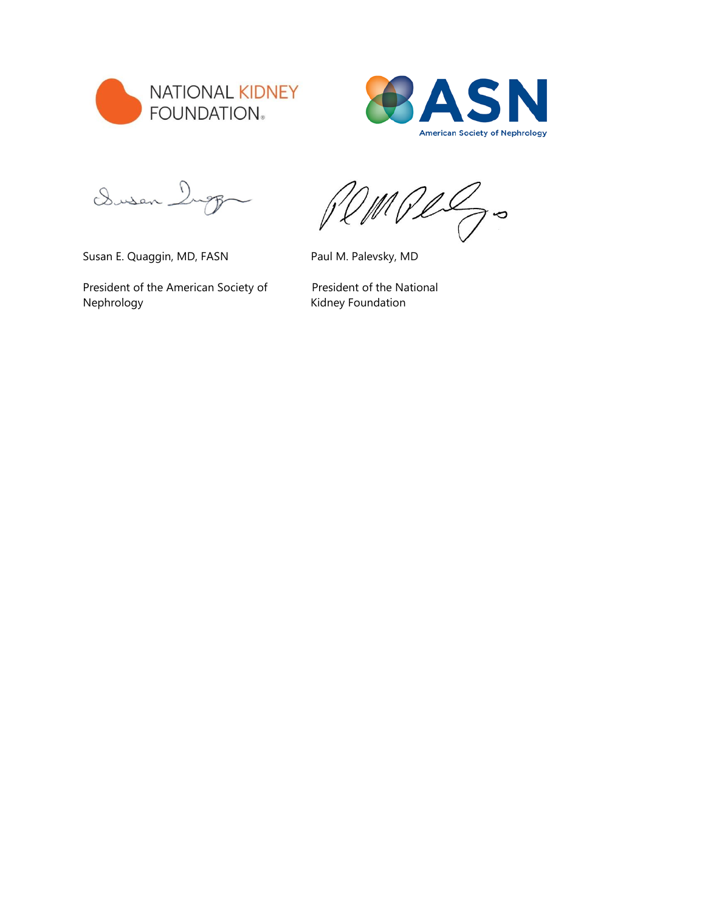Susan E. Quaggin, MD, FASN

President of the American Society of Nephrology

Paul M. Palevsky, MD

President of the National Kidney Foundation